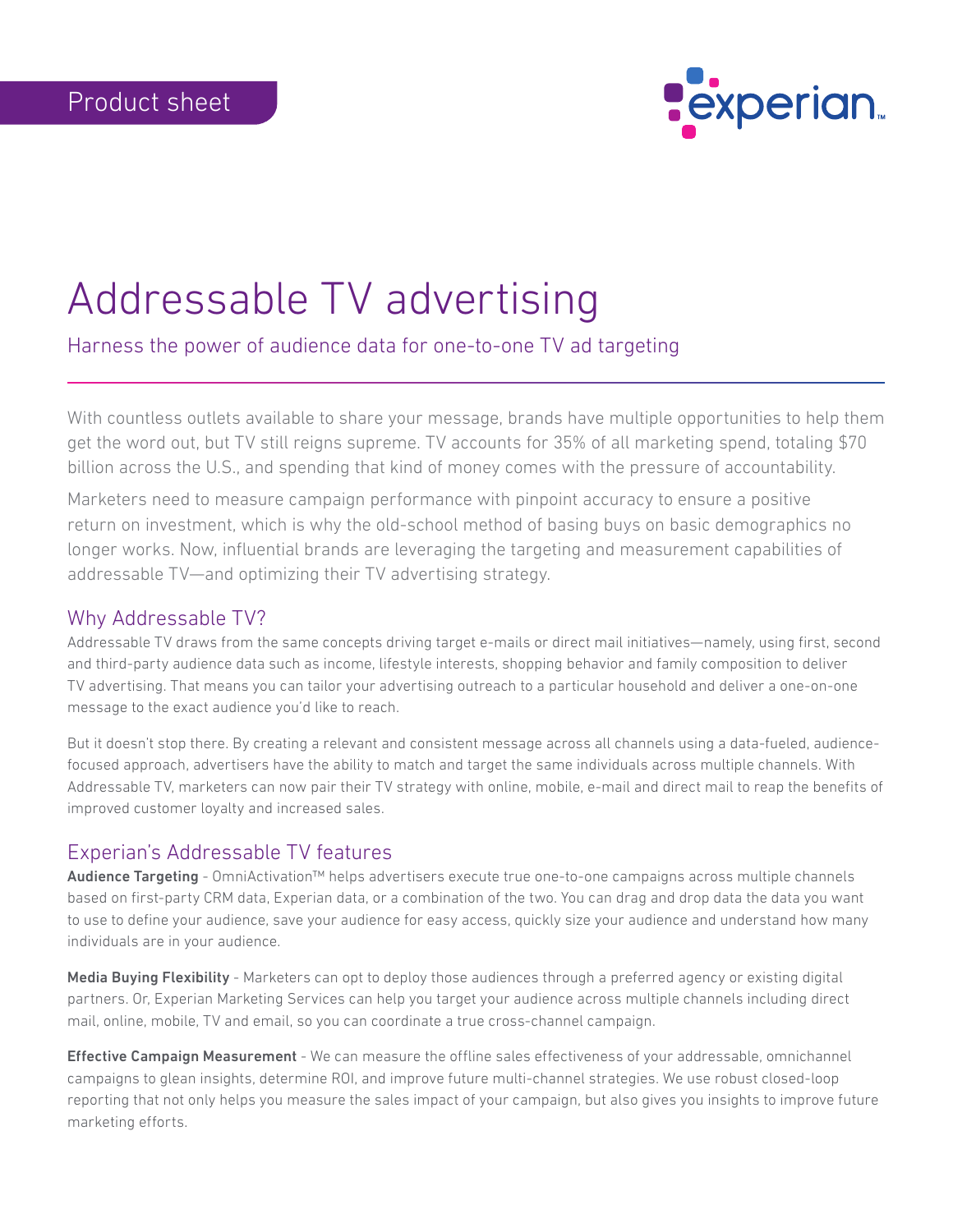Product sheet

# Addressable TV advertising

Harness the power of audience data for one-to-one TV ad targeting

With countless outlets available to share your message, brands have multiple opportunities to help them get the word out, but TV still reigns supreme. TV accounts for 35% of all marketing spend, totaling $70 billion across the U.S., and spending that kind of money comes with the pressure of accountability.

Marketers need to measure campaign performance with pinpoint accuracy to ensure a positive return on investment, which is why the old-school method of basing buys on basic demographics no longer works. Now, influential brands are leveraging the targeting and measurement capabilities of addressable TV—and optimizing their TV advertising strategy.

## Why Addressable TV?

Addressable TV draws from the same concepts driving target e-mails or direct mail initiatives—namely, using first, second and third-party audience data such as income, lifestyle interests, shopping behavior and family composition to deliver TV advertising. That means you can tailor your advertising outreach to a particular household and deliver a one-on-one message to the exact audience you'd like to reach.

But it doesn't stop there. By creating a relevant and consistent message across all channels using a data-fueled, audience-focused approach, advertisers have the ability to match and target the same individuals across multiple channels. With Addressable TV, marketers can now pair their TV strategy with online, mobile, e-mail and direct mail to reap the benefits of improved customer loyalty and increased sales.

## Experian's Addressable TV features

**Audience Targeting** - OmniActivation™ helps advertisers execute true one-to-one campaigns across multiple channels based on first-party CRM data, Experian data, or a combination of the two. You can drag and drop data the data you want to use to define your audience, save your audience for easy access, quickly size your audience and understand how many individuals are in your audience.

**Media Buying Flexibility** - Marketers can opt to deploy those audiences through a preferred agency or existing digital partners. Or, Experian Marketing Services can help you target your audience across multiple channels including direct mail, online, mobile, TV and email, so you can coordinate a true cross-channel campaign.

**Effective Campaign Measurement** - We can measure the offline sales effectiveness of your addressable, omnichannel campaigns to glean insights, determine ROI, and improve future multi-channel strategies. We use robust closed-loop reporting that not only helps you measure the sales impact of your campaign, but also gives you insights to improve future marketing efforts.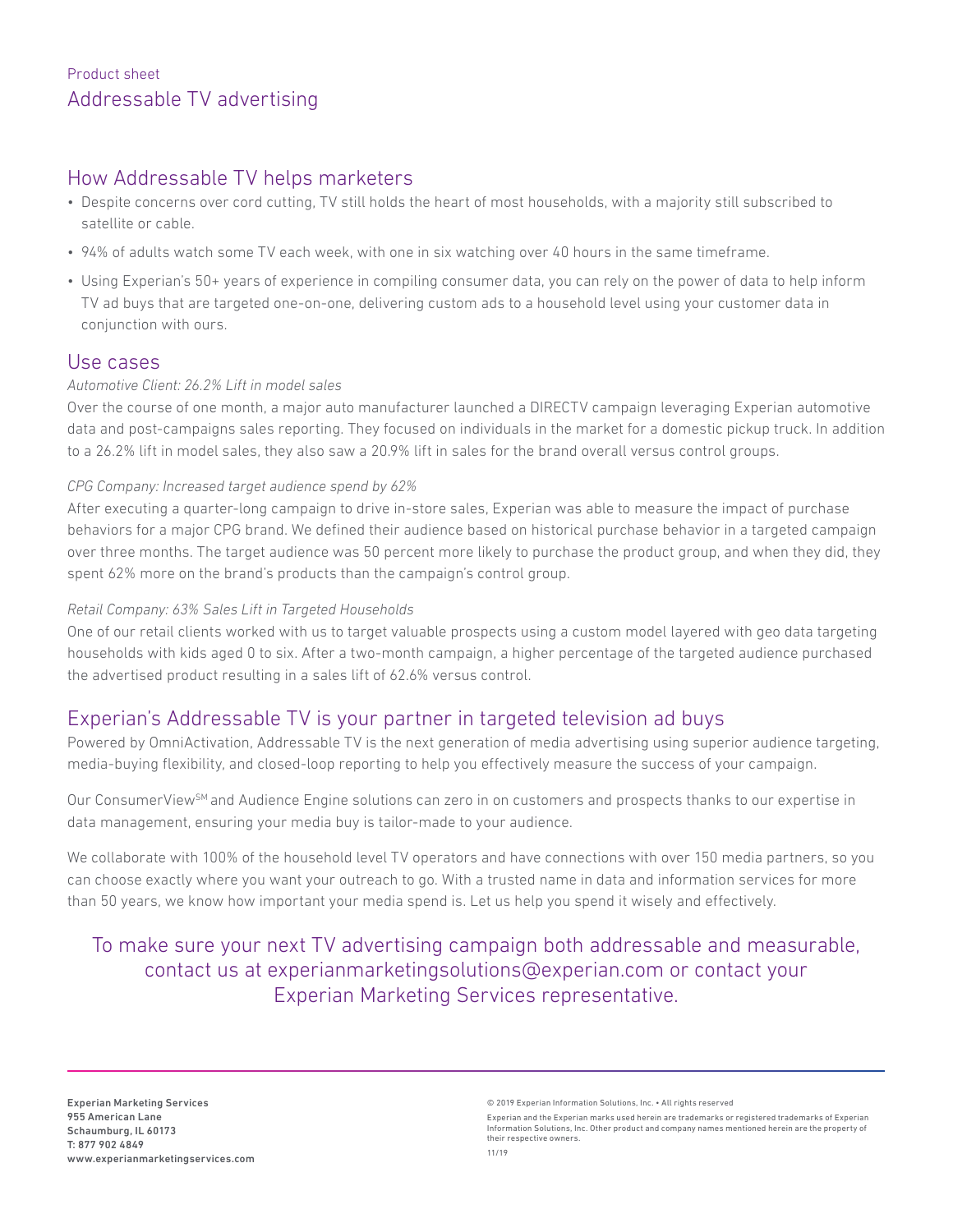Product sheet

# Addressable TV advertising

## How Addressable TV helps marketers

- Despite concerns over cord cutting, TV still holds the heart of most households, with a majority still subscribed to satellite or cable.
- 94% of adults watch some TV each week, with one in six watching over 40 hours in the same timeframe.
- Using Experian's 50+ years of experience in compiling consumer data, you can rely on the power of data to help inform TV ad buys that are targeted one-on-one, delivering custom ads to a household level using your customer data in conjunction with ours.

## Use cases

*Automotive Client: 26.2% Lift in model sales*

Over the course of one month, a major auto manufacturer launched a DIRECTV campaign leveraging Experian automotive data and post-campaigns sales reporting. They focused on individuals in the market for a domestic pickup truck. In addition to a 26.2% lift in model sales, they also saw a 20.9% lift in sales for the brand overall versus control groups.

*CPG Company: Increased target audience spend by 62%*

After executing a quarter-long campaign to drive in-store sales, Experian was able to measure the impact of purchase behaviors for a major CPG brand. We defined their audience based on historical purchase behavior in a targeted campaign over three months. The target audience was 50 percent more likely to purchase the product group, and when they did, they spent 62% more on the brand's products than the campaign's control group.

*Retail Company: 63% Sales Lift in Targeted Households*

One of our retail clients worked with us to target valuable prospects using a custom model layered with geo data targeting households with kids aged 0 to six. After a two-month campaign, a higher percentage of the targeted audience purchased the advertised product resulting in a sales lift of 62.6% versus control.

## Experian's Addressable TV is your partner in targeted television ad buys

Powered by OmniActivation, Addressable TV is the next generation of media advertising using superior audience targeting, media-buying flexibility, and closed-loop reporting to help you effectively measure the success of your campaign.

Our ConsumerView[SM] and Audience Engine solutions can zero in on customers and prospects thanks to our expertise in data management, ensuring your media buy is tailor-made to your audience.

We collaborate with 100% of the household level TV operators and have connections with over 150 media partners, so you can choose exactly where you want your outreach to go. With a trusted name in data and information services for more than 50 years, we know how important your media spend is. Let us help you spend it wisely and effectively.

To make sure your next TV advertising campaign both addressable and measurable, contact us at experianmarketingsolutions@experian.com or contact your Experian Marketing Services representative.

Experian Marketing Services
955 American Lane
Schaumburg, IL 60173
T: 877 902 4849
www.experianmarketingservices.com

© 2019 Experian Information Solutions, Inc. • All rights reserved

Experian and the Experian marks used herein are trademarks or registered trademarks of Experian Information Solutions, Inc. Other product and company names mentioned herein are the property of their respective owners.

11/19